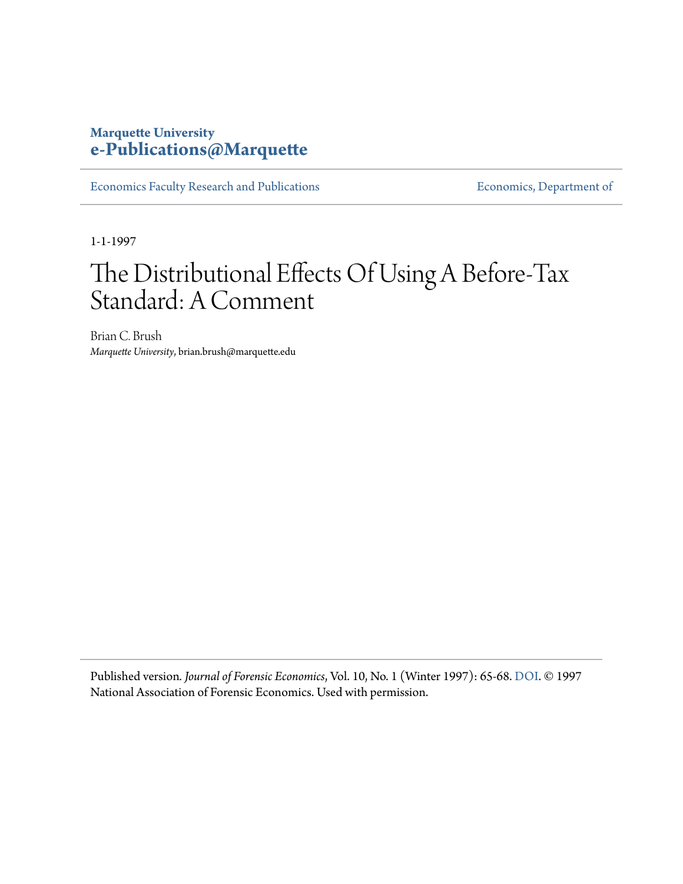**Marquette University**
**e-Publications@Marquette**

Economics Faculty Research and Publications — Economics, Department of

1-1-1997

# The Distributional Effects Of Using A Before-Tax Standard: A Comment

Brian C. Brush
*Marquette University*, brian.brush@marquette.edu

Published version. *Journal of Forensic Economics*, Vol. 10, No. 1 (Winter 1997): 65-68. DOI. © 1997 National Association of Forensic Economics. Used with permission.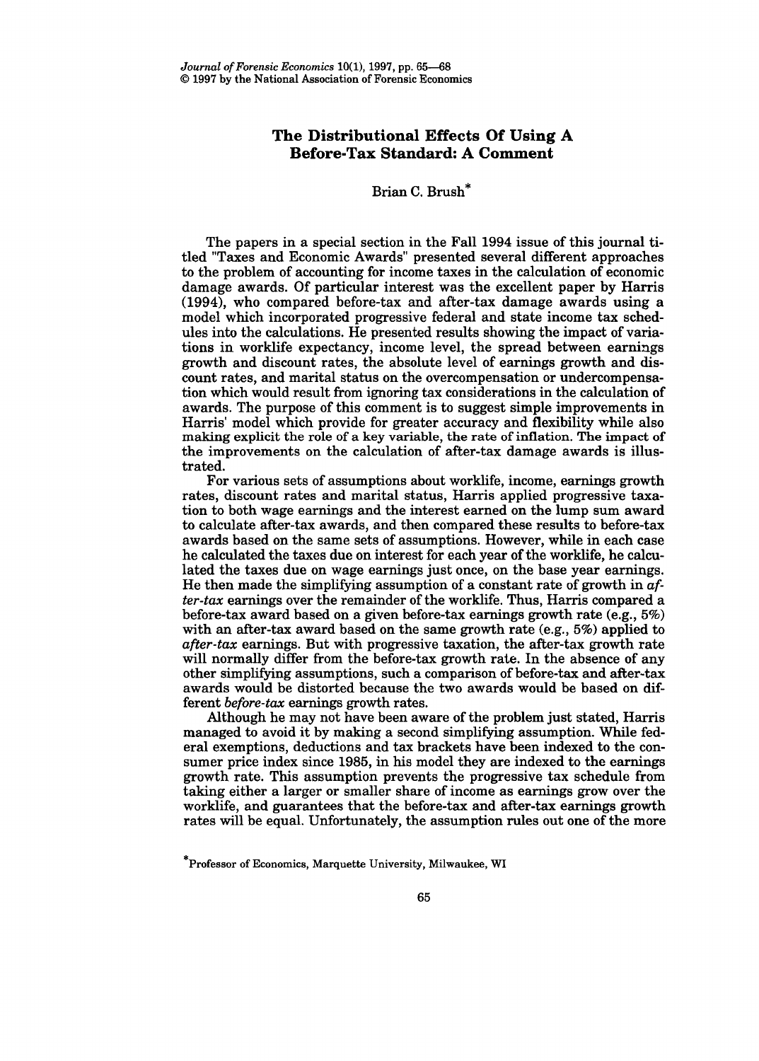The Distributional Effects Of Using A Before-Tax Standard: A Comment

Brian C. Brush*

The papers in a special section in the Fall 1994 issue of this journal titled "Taxes and Economic Awards" presented several different approaches to the problem of accounting for income taxes in the calculation of economic damage awards. Of particular interest was the excellent paper by Harris (1994), who compared before-tax and after-tax damage awards using a model which incorporated progressive federal and state income tax schedules into the calculations. He presented results showing the impact of variations in worklife expectancy, income level, the spread between earnings growth and discount rates, the absolute level of earnings growth and discount rates, and marital status on the overcompensation or undercompensation which would result from ignoring tax considerations in the calculation of awards. The purpose of this comment is to suggest simple improvements in Harris' model which provide for greater accuracy and flexibility while also making explicit the role of a key variable, the rate of inflation. The impact of the improvements on the calculation of after-tax damage awards is illustrated.

For various sets of assumptions about worklife, income, earnings growth rates, discount rates and marital status, Harris applied progressive taxation to both wage earnings and the interest earned on the lump sum award to calculate after-tax awards, and then compared these results to before-tax awards based on the same sets of assumptions. However, while in each case he calculated the taxes due on interest for each year of the worklife, he calculated the taxes due on wage earnings just once, on the base year earnings. He then made the simplifying assumption of a constant rate of growth in *after-tax* earnings over the remainder of the worklife. Thus, Harris compared a before-tax award based on a given before-tax earnings growth rate (e.g., 5%) with an after-tax award based on the same growth rate (e.g., 5%) applied to *after-tax* earnings. But with progressive taxation, the after-tax growth rate will normally differ from the before-tax growth rate. In the absence of any other simplifying assumptions, such a comparison of before-tax and after-tax awards would be distorted because the two awards would be based on different *before-tax* earnings growth rates.

Although he may not have been aware of the problem just stated, Harris managed to avoid it by making a second simplifying assumption. While federal exemptions, deductions and tax brackets have been indexed to the consumer price index since 1985, in his model they are indexed to the earnings growth rate. This assumption prevents the progressive tax schedule from taking either a larger or smaller share of income as earnings grow over the worklife, and guarantees that the before-tax and after-tax earnings growth rates will be equal. Unfortunately, the assumption rules out one of the more

*Professor of Economics, Marquette University, Milwaukee, WI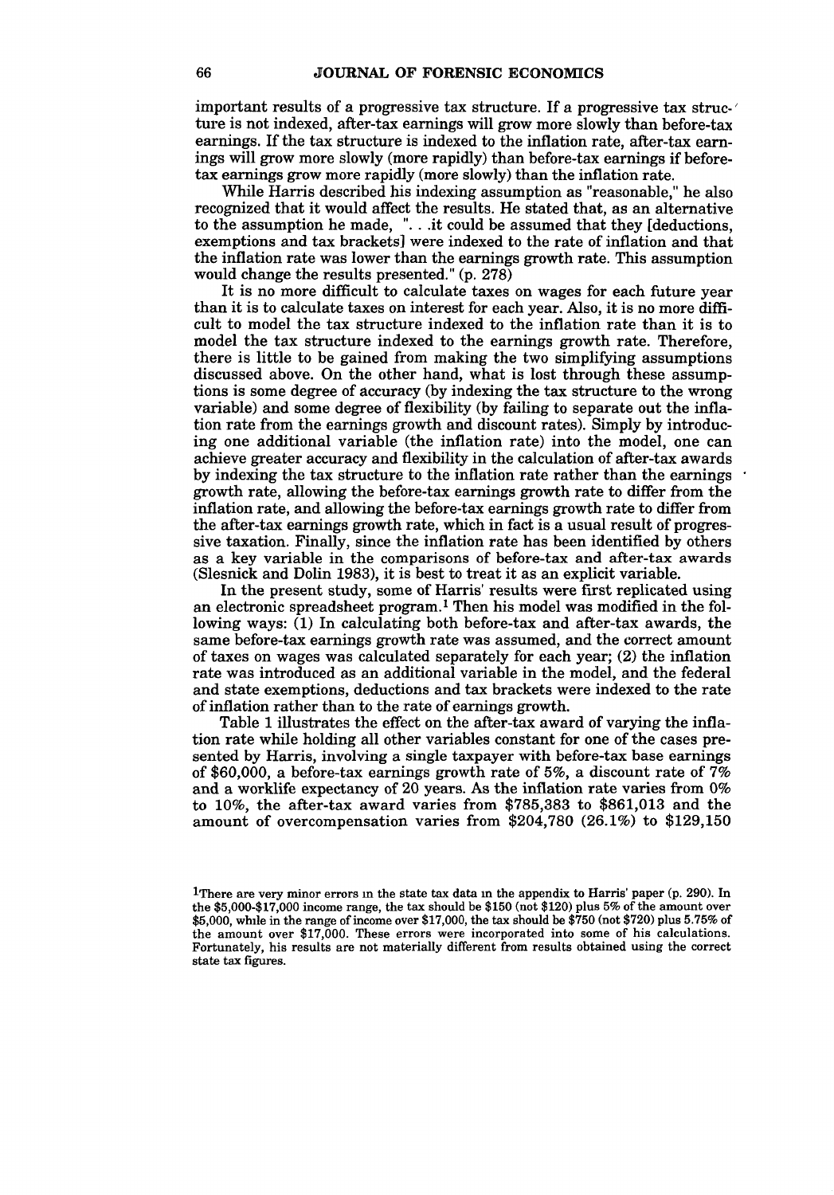important results of a progressive tax structure. If a progressive tax structure is not indexed, after-tax earnings will grow more slowly than before-tax earnings. If the tax structure is indexed to the inflation rate, after-tax earnings will grow more slowly (more rapidly) than before-tax earnings if before-tax earnings grow more rapidly (more slowly) than the inflation rate.

While Harris described his indexing assumption as "reasonable," he also recognized that it would affect the results. He stated that, as an alternative to the assumption he made, ". . .it could be assumed that they [deductions, exemptions and tax brackets] were indexed to the rate of inflation and that the inflation rate was lower than the earnings growth rate. This assumption would change the results presented." (p. 278)

It is no more difficult to calculate taxes on wages for each future year than it is to calculate taxes on interest for each year. Also, it is no more difficult to model the tax structure indexed to the inflation rate than it is to model the tax structure indexed to the earnings growth rate. Therefore, there is little to be gained from making the two simplifying assumptions discussed above. On the other hand, what is lost through these assumptions is some degree of accuracy (by indexing the tax structure to the wrong variable) and some degree of flexibility (by failing to separate out the inflation rate from the earnings growth and discount rates). Simply by introducing one additional variable (the inflation rate) into the model, one can achieve greater accuracy and flexibility in the calculation of after-tax awards by indexing the tax structure to the inflation rate rather than the earnings growth rate, allowing the before-tax earnings growth rate to differ from the inflation rate, and allowing the before-tax earnings growth rate to differ from the after-tax earnings growth rate, which in fact is a usual result of progressive taxation. Finally, since the inflation rate has been identified by others as a key variable in the comparisons of before-tax and after-tax awards (Slesnick and Dolin 1983), it is best to treat it as an explicit variable.

In the present study, some of Harris' results were first replicated using an electronic spreadsheet program.[1] Then his model was modified in the following ways: (1) In calculating both before-tax and after-tax awards, the same before-tax earnings growth rate was assumed, and the correct amount of taxes on wages was calculated separately for each year; (2) the inflation rate was introduced as an additional variable in the model, and the federal and state exemptions, deductions and tax brackets were indexed to the rate of inflation rather than to the rate of earnings growth.

Table 1 illustrates the effect on the after-tax award of varying the inflation rate while holding all other variables constant for one of the cases presented by Harris, involving a single taxpayer with before-tax base earnings of $60,000, a before-tax earnings growth rate of 5%, a discount rate of 7% and a worklife expectancy of 20 years. As the inflation rate varies from 0% to 10%, the after-tax award varies from $785,383 to $861,013 and the amount of overcompensation varies from $204,780 (26.1%) to $129,150

[1]There are very minor errors in the state tax data in the appendix to Harris' paper (p. 290). In the $5,000-$17,000 income range, the tax should be $150 (not $120) plus 5% of the amount over $5,000, while in the range of income over $17,000, the tax should be $750 (not $720) plus 5.75% of the amount over $17,000. These errors were incorporated into some of his calculations. Fortunately, his results are not materially different from results obtained using the correct state tax figures.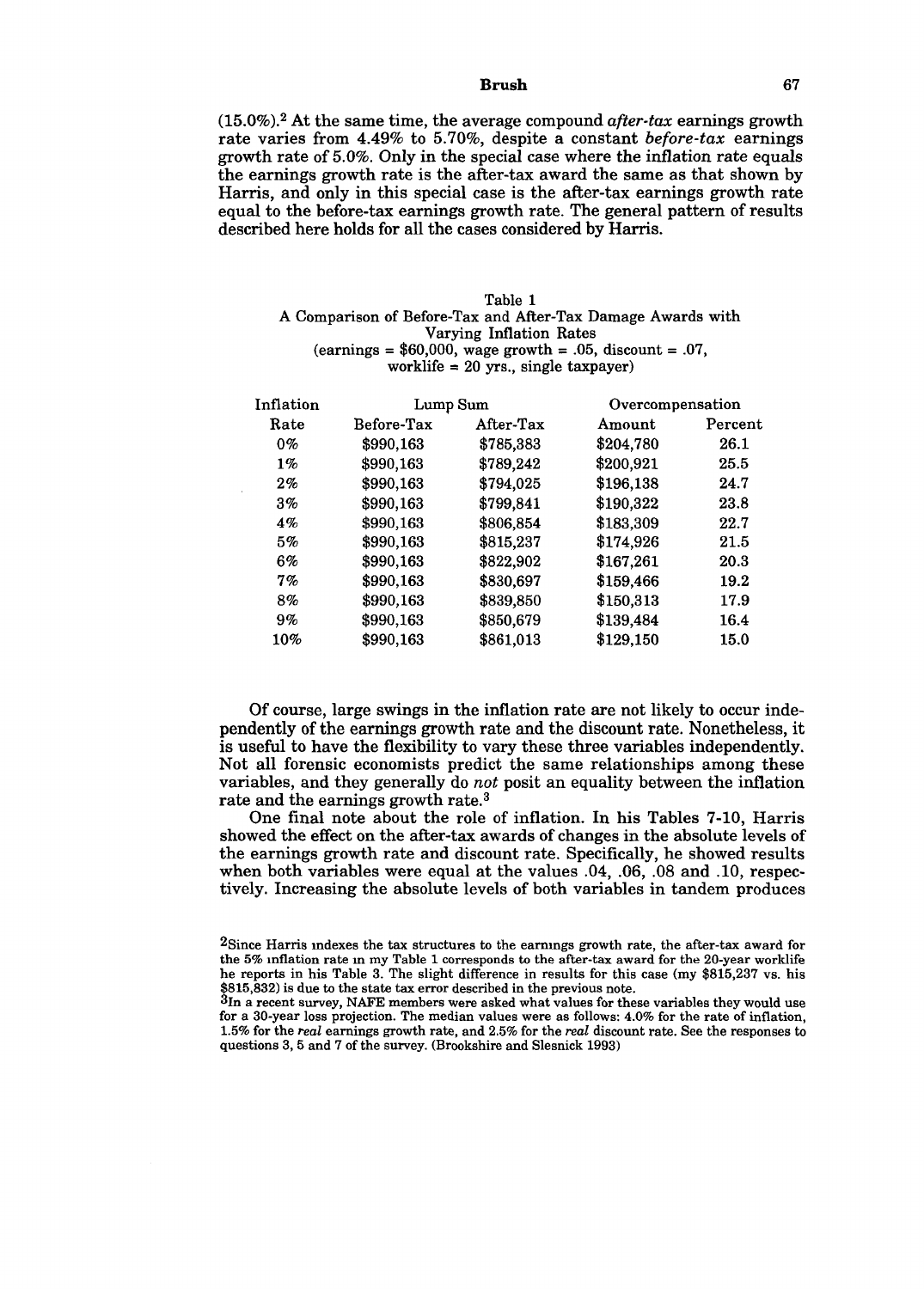(15.0%).[2] At the same time, the average compound *after-tax* earnings growth rate varies from 4.49% to 5.70%, despite a constant *before-tax* earnings growth rate of 5.0%. Only in the special case where the inflation rate equals the earnings growth rate is the after-tax award the same as that shown by Harris, and only in this special case is the after-tax earnings growth rate equal to the before-tax earnings growth rate. The general pattern of results described here holds for all the cases considered by Harris.

Table 1
A Comparison of Before-Tax and After-Tax Damage Awards with Varying Inflation Rates
(earnings = $60,000, wage growth = .05, discount = .07, worklife = 20 yrs., single taxpayer)

| Inflation | Lump Sum | | Overcompensation | |
|---|---|---|---|---|
| Rate | Before-Tax | After-Tax | Amount | Percent |
| 0% | $990,163 | $785,383 | $204,780 | 26.1 |
| 1% | $990,163 | $789,242 | $200,921 | 25.5 |
| 2% | $990,163 | $794,025 | $196,138 | 24.7 |
| 3% | $990,163 | $799,841 | $190,322 | 23.8 |
| 4% | $990,163 | $806,854 | $183,309 | 22.7 |
| 5% | $990,163 | $815,237 | $174,926 | 21.5 |
| 6% | $990,163 | $822,902 | $167,261 | 20.3 |
| 7% | $990,163 | $830,697 | $159,466 | 19.2 |
| 8% | $990,163 | $839,850 | $150,313 | 17.9 |
| 9% | $990,163 | $850,679 | $139,484 | 16.4 |
| 10% | $990,163 | $861,013 | $129,150 | 15.0 |

Of course, large swings in the inflation rate are not likely to occur independently of the earnings growth rate and the discount rate. Nonetheless, it is useful to have the flexibility to vary these three variables independently. Not all forensic economists predict the same relationships among these variables, and they generally do *not* posit an equality between the inflation rate and the earnings growth rate.[3]

One final note about the role of inflation. In his Tables 7-10, Harris showed the effect on the after-tax awards of changes in the absolute levels of the earnings growth rate and discount rate. Specifically, he showed results when both variables were equal at the values .04, .06, .08 and .10, respectively. Increasing the absolute levels of both variables in tandem produces

[2] Since Harris indexes the tax structures to the earnings growth rate, the after-tax award for the 5% inflation rate in my Table 1 corresponds to the after-tax award for the 20-year worklife he reports in his Table 3. The slight difference in results for this case (my $815,237 vs. his $815,832) is due to the state tax error described in the previous note.

[3] In a recent survey, NAFE members were asked what values for these variables they would use for a 30-year loss projection. The median values were as follows: 4.0% for the rate of inflation, 1.5% for the *real* earnings growth rate, and 2.5% for the *real* discount rate. See the responses to questions 3, 5 and 7 of the survey. (Brookshire and Slesnick 1993)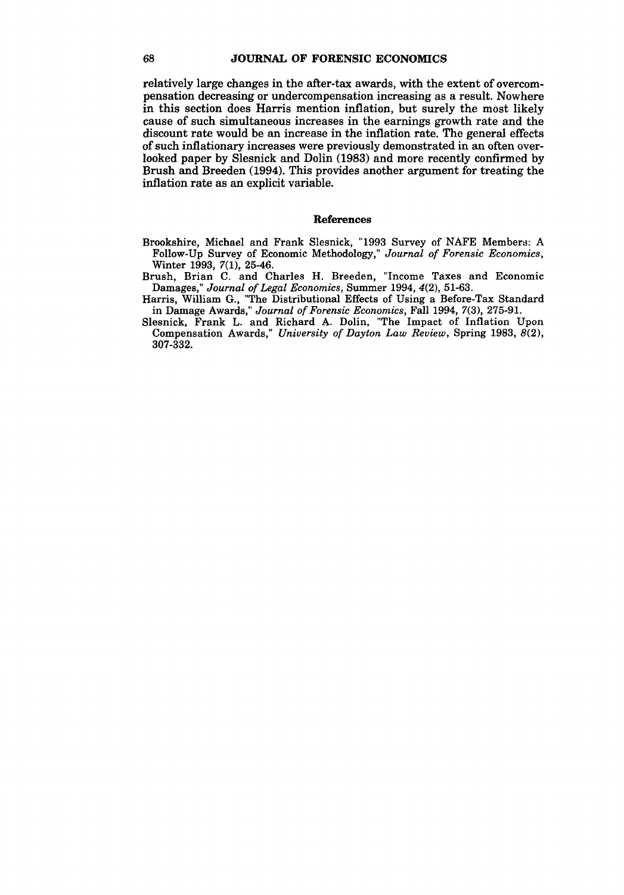relatively large changes in the after-tax awards, with the extent of overcompensation decreasing or undercompensation increasing as a result. Nowhere in this section does Harris mention inflation, but surely the most likely cause of such simultaneous increases in the earnings growth rate and the discount rate would be an increase in the inflation rate. The general effects of such inflationary increases were previously demonstrated in an often overlooked paper by Slesnick and Dolin (1983) and more recently confirmed by Brush and Breeden (1994). This provides another argument for treating the inflation rate as an explicit variable.

## References

Brookshire, Michael and Frank Slesnick, "1993 Survey of NAFE Members: A Follow-Up Survey of Economic Methodology," *Journal of Forensic Economics*, Winter 1993, *7*(1), 25-46.

Brush, Brian C. and Charles H. Breeden, "Income Taxes and Economic Damages," *Journal of Legal Economics*, Summer 1994, *4*(2), 51-63.

Harris, William G., "The Distributional Effects of Using a Before-Tax Standard in Damage Awards," *Journal of Forensic Economics*, Fall 1994, *7*(3), 275-91.

Slesnick, Frank L. and Richard A. Dolin, "The Impact of Inflation Upon Compensation Awards," *University of Dayton Law Review*, Spring 1983, *8*(2), 307-332.